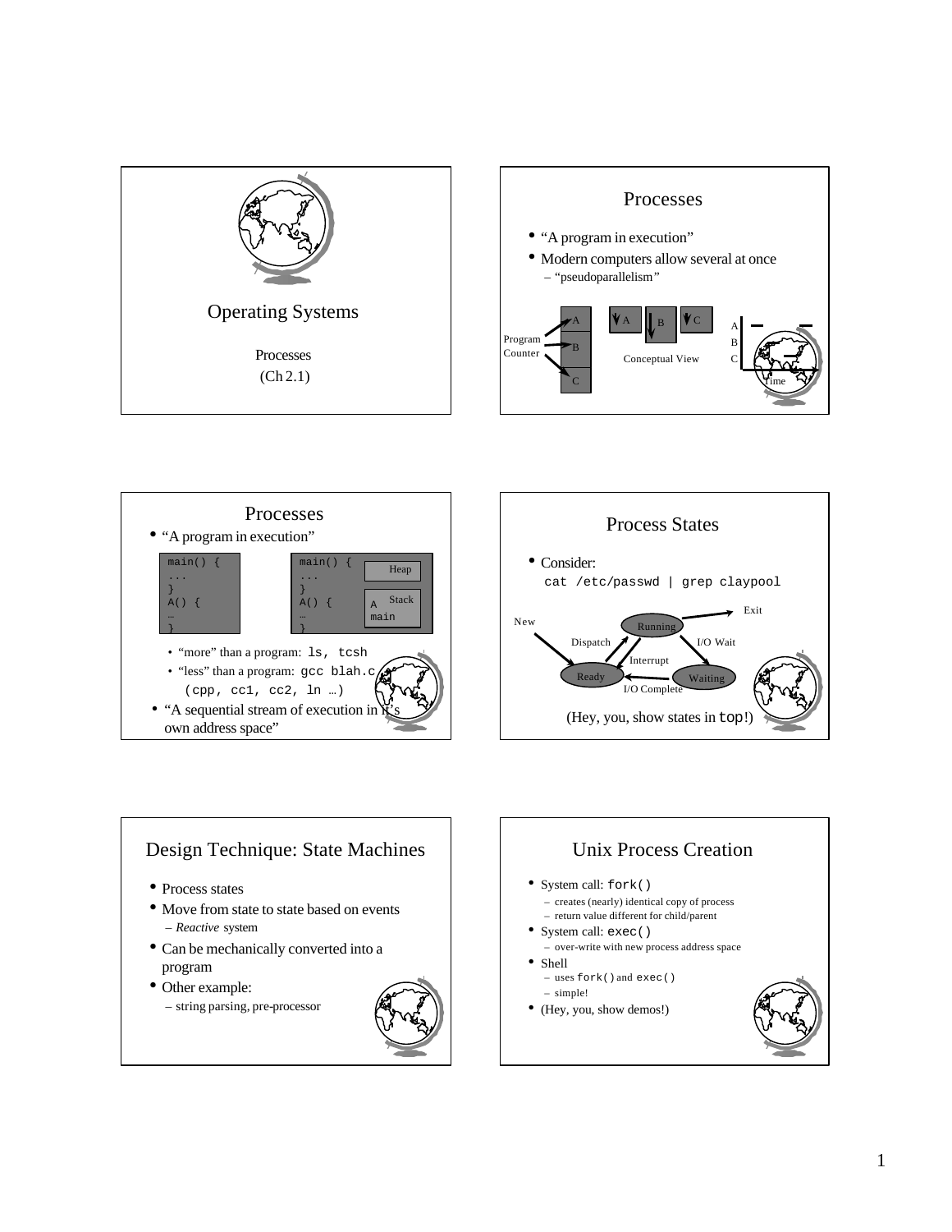# Operating Systems

Processes

(Ch 2.1)

## Processes

- "A program in execution"
- Modern computers allow several at once
  - "pseudoparallelism"

Program Counter — A, B, C

A, B, C — Conceptual View

A, B, C — Time

## Processes

- "A program in execution"

```
main() {
...
}
A() {
…
}
```

```
main() {
...
}
A() {
…
}
```

Heap

Stack: A, main

- "more" than a program: `ls, tcsh`
- "less" than a program: `gcc blah.c` (`cpp, cc1, cc2, ln …`)
- "A sequential stream of execution in it's own address space"

## Process States

- Consider:

```
cat /etc/passwd | grep claypool
```

New → Ready (Dispatch) → Running; Running → Ready (Interrupt); Running → Waiting (I/O Wait); Waiting → Ready (I/O Complete); Running → Exit

(Hey, you, show states in `top`!)

## Design Technique: State Machines

- Process states
- Move from state to state based on events
  - *Reactive* system
- Can be mechanically converted into a program
- Other example:
  - string parsing, pre-processor

## Unix Process Creation

- System call: `fork()`
  - creates (nearly) identical copy of process
  - return value different for child/parent
- System call: `exec()`
  - over-write with new process address space
- Shell
  - uses `fork()` and `exec()`
  - simple!
- (Hey, you, show demos!)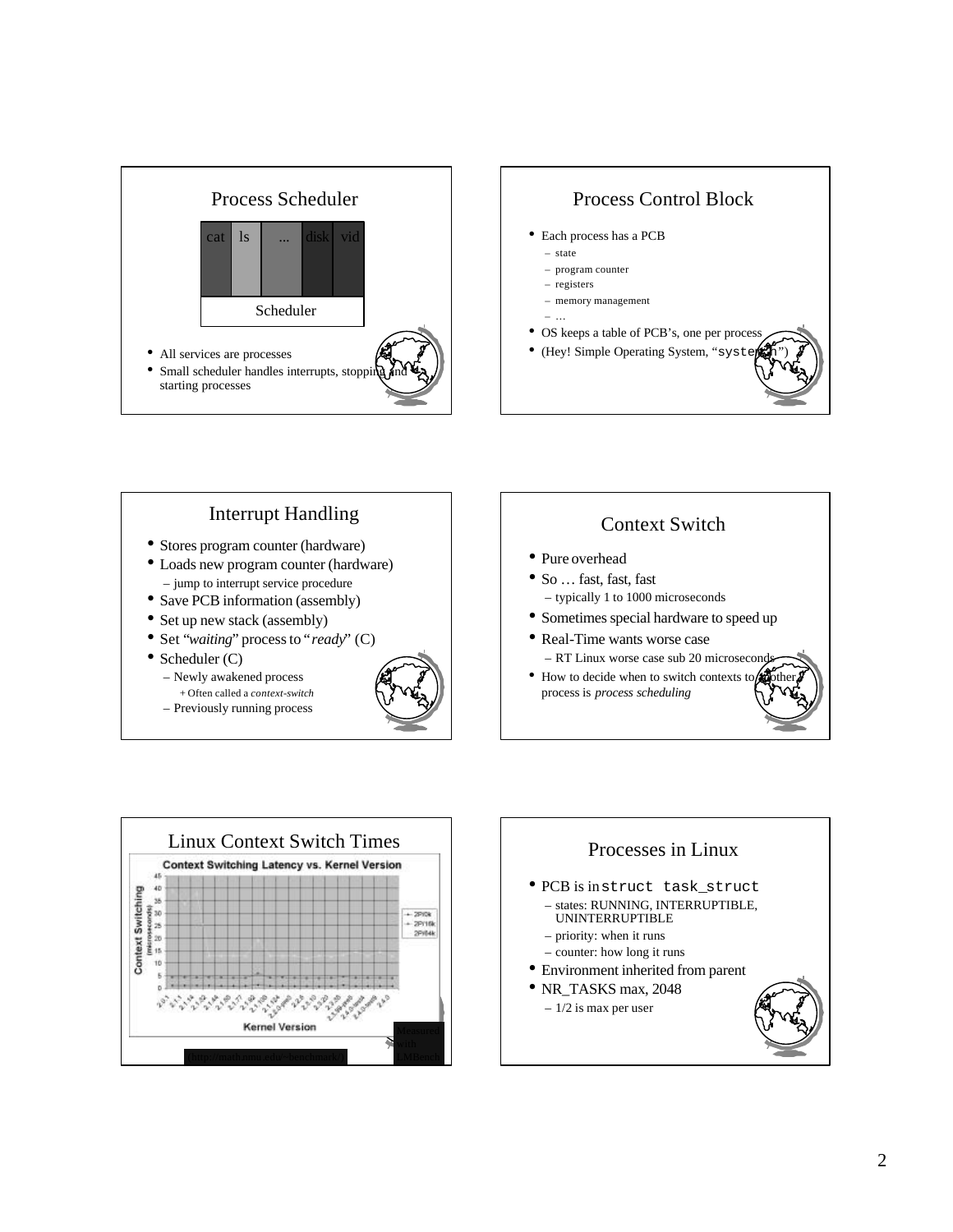## Process Scheduler

| cat | ls | ... | disk | vid |
|---|---|---|---|---|
| Scheduler | | | | |

- All services are processes
- Small scheduler handles interrupts, stopping and starting processes

## Process Control Block

- Each process has a PCB
  - state
  - program counter
  - registers
  - memory management
  - …
- OS keeps a table of PCB's, one per process
- (Hey! Simple Operating System, "`system.h`")

## Interrupt Handling

- Stores program counter (hardware)
- Loads new program counter (hardware)
  - jump to interrupt service procedure
- Save PCB information (assembly)
- Set up new stack (assembly)
- Set "*waiting*" process to "*ready*" (C)
- Scheduler (C)
  - Newly awakened process
    - Often called a *context-switch*
  - Previously running process

## Context Switch

- Pure overhead
- So … fast, fast, fast
  - typically 1 to 1000 microseconds
- Sometimes special hardware to speed up
- Real-Time wants worse case
  - RT Linux worse case sub 20 microseconds
- How to decide when to switch contexts to another process is *process scheduling*

## Linux Context Switch Times

**Context Switching Latency vs. Kernel Version**

Context Switching (microseconds) vs. Kernel Version; series: 2P/0k, 2P/16k, 2P/64k

Kernel versions: 2.0.1, 2.1.1, 2.1.14, 2.1.32, 2.1.44, 2.1.60, 2.1.77, 2.1.90, 2.1.109, 2.1.124, 2.2.0-pre3, 2.2.6, 2.2.10, 2.3.20, 2.3.26, 2.3.99-pre3, 2.4.0-test4, 2.4.0-test9, 2.4.0

(http://marathon.mit.edu/~benchmarks/)

Measured with LMBench

## Processes in Linux

- PCB is in `struct task_struct`
  - states: RUNNING, INTERRUPTIBLE, UNINTERRUPTIBLE
  - priority: when it runs
  - counter: how long it runs
- Environment inherited from parent
- NR_TASKS max, 2048
  - 1/2 is max per user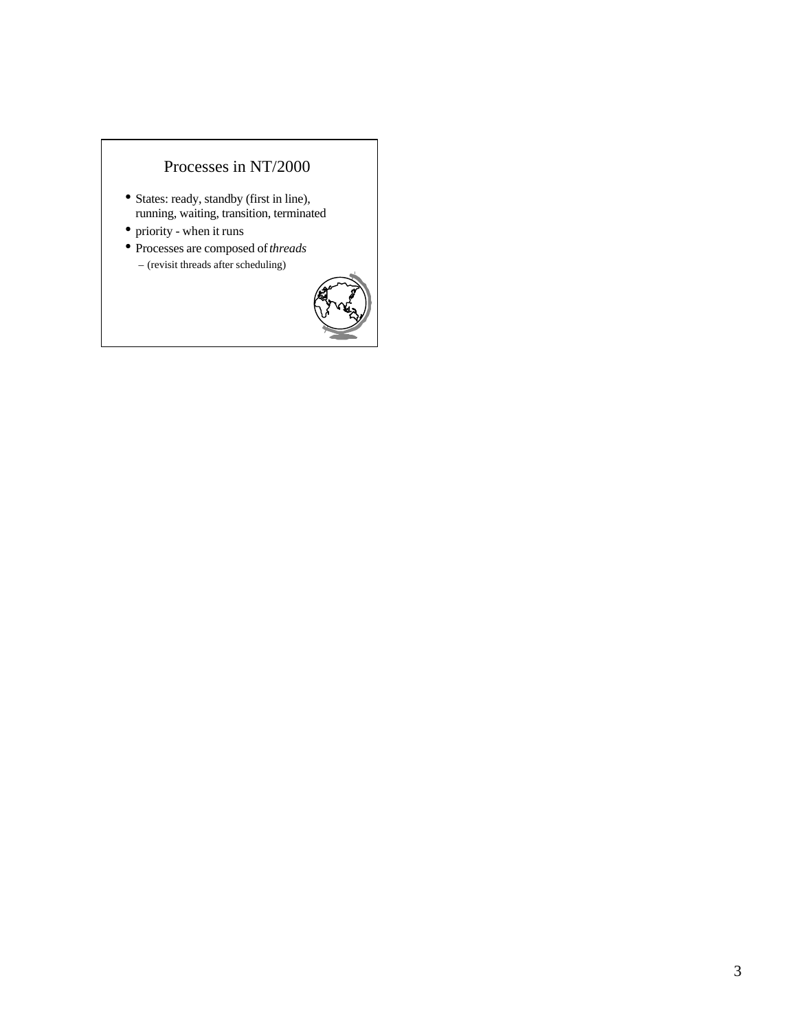## Processes in NT/2000

- States: ready, standby (first in line), running, waiting, transition, terminated
- priority - when it runs
- Processes are composed of *threads*
  - (revisit threads after scheduling)